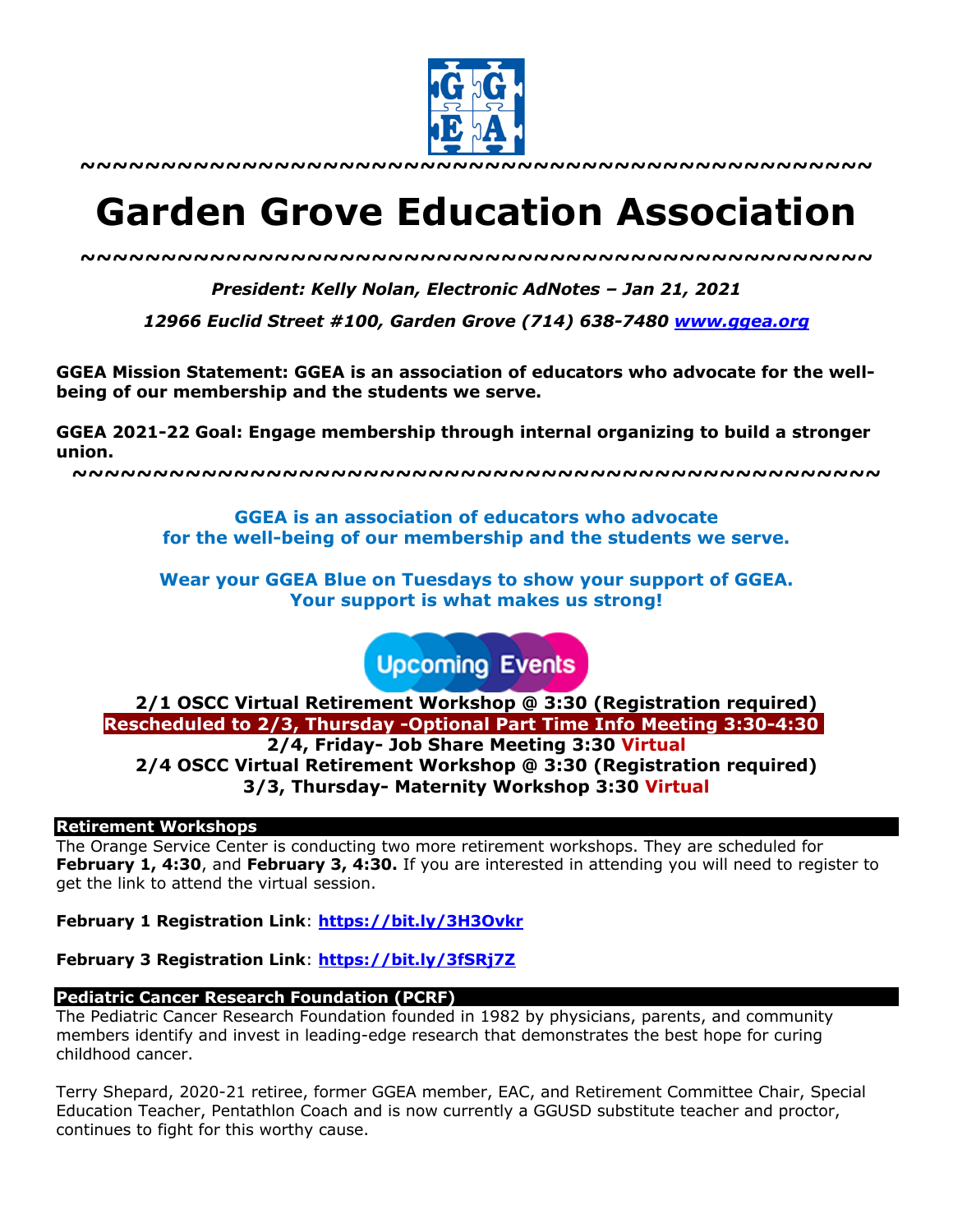~~~~~~~~~~~~~~~~~~~~~~~~~~~~~~~~~~~~~~~~~~~~~~~~~~~~~~~~~~~~

# Garden Grove Education Association

~~~~~~~~~~~~~~~~~~~~~~~~~~~~~~~~~~~~~~~~~~~~~~~~~~~~~~~~~~~~

***President: Kelly Nolan, Electronic AdNotes – Jan 21, 2021***

***12966 Euclid Street #100, Garden Grove (714) 638-7480 [www.ggea.org](http://www.ggea.org)***

**GGEA Mission Statement: GGEA is an association of educators who advocate for the well-being of our membership and the students we serve.**

**GGEA 2021-22 Goal: Engage membership through internal organizing to build a stronger union.**

~~~~~~~~~~~~~~~~~~~~~~~~~~~~~~~~~~~~~~~~~~~~~~~~~~~~~~~~~~~~

**GGEA is an association of educators who advocate for the well-being of our membership and the students we serve.**

**Wear your GGEA Blue on Tuesdays to show your support of GGEA. Your support is what makes us strong!**

## Upcoming Events

**2/1 OSCC Virtual Retirement Workshop @ 3:30 (Registration required)**
**Rescheduled to 2/3, Thursday -Optional Part Time Info Meeting 3:30-4:30**
**2/4, Friday- Job Share Meeting 3:30 Virtual**
**2/4 OSCC Virtual Retirement Workshop @ 3:30 (Registration required)**
**3/3, Thursday- Maternity Workshop 3:30 Virtual**

### Retirement Workshops

The Orange Service Center is conducting two more retirement workshops. They are scheduled for **February 1, 4:30**, and **February 3, 4:30.** If you are interested in attending you will need to register to get the link to attend the virtual session.

**February 1 Registration Link**: **[https://bit.ly/3H3Ovkr](https://bit.ly/3H3Ovkr)**

**February 3 Registration Link**: **[https://bit.ly/3fSRj7Z](https://bit.ly/3fSRj7Z)**

### Pediatric Cancer Research Foundation (PCRF)

The Pediatric Cancer Research Foundation founded in 1982 by physicians, parents, and community members identify and invest in leading-edge research that demonstrates the best hope for curing childhood cancer.

Terry Shepard, 2020-21 retiree, former GGEA member, EAC, and Retirement Committee Chair, Special Education Teacher, Pentathlon Coach and is now currently a GGUSD substitute teacher and proctor, continues to fight for this worthy cause.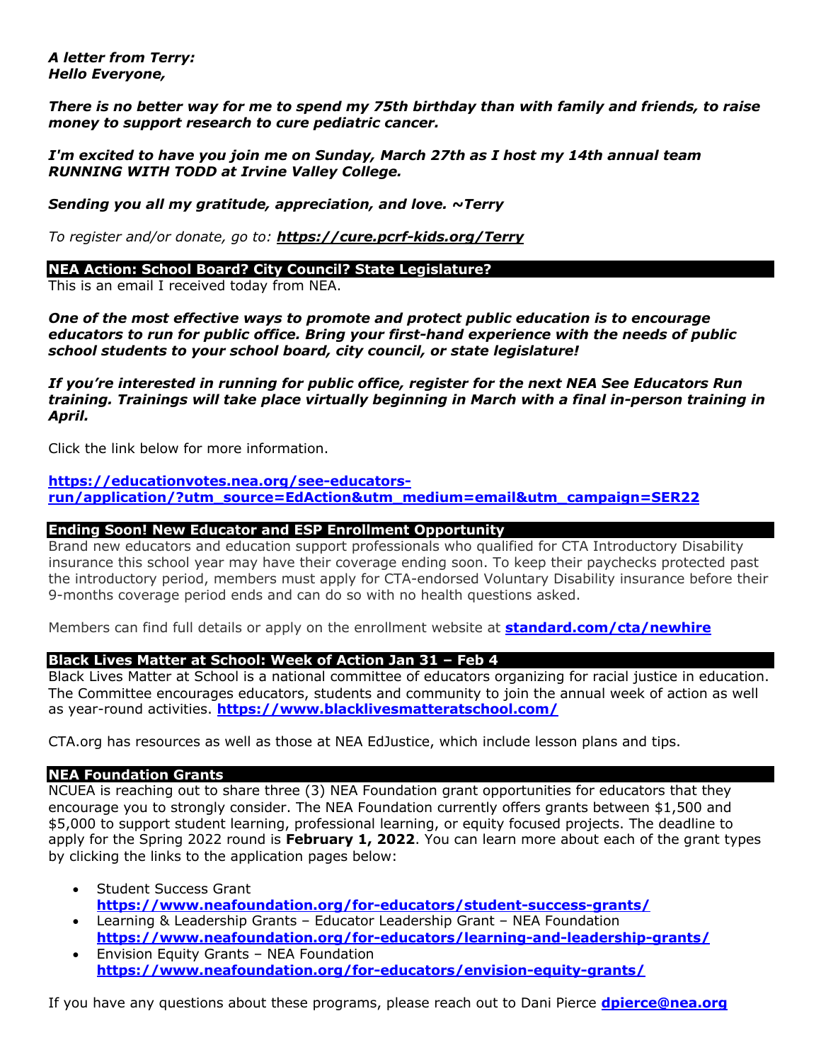***A letter from Terry:***
***Hello Everyone,***

***There is no better way for me to spend my 75th birthday than with family and friends, to raise money to support research to cure pediatric cancer.***

***I'm excited to have you join me on Sunday, March 27th as I host my 14th annual team RUNNING WITH TODD at Irvine Valley College.***

***Sending you all my gratitude, appreciation, and love. ~Terry***

*To register and/or donate, go to:* ***https://cure.pcrf-kids.org/Terry***

## NEA Action: School Board? City Council? State Legislature?

This is an email I received today from NEA.

***One of the most effective ways to promote and protect public education is to encourage educators to run for public office. Bring your first-hand experience with the needs of public school students to your school board, city council, or state legislature!***

***If you're interested in running for public office, register for the next NEA See Educators Run training. Trainings will take place virtually beginning in March with a final in-person training in April.***

Click the link below for more information.

**https://educationvotes.nea.org/see-educators-run/application/?utm_source=EdAction&utm_medium=email&utm_campaign=SER22**

## Ending Soon! New Educator and ESP Enrollment Opportunity

Brand new educators and education support professionals who qualified for CTA Introductory Disability insurance this school year may have their coverage ending soon. To keep their paychecks protected past the introductory period, members must apply for CTA-endorsed Voluntary Disability insurance before their 9-months coverage period ends and can do so with no health questions asked.

Members can find full details or apply on the enrollment website at **standard.com/cta/newhire**

## Black Lives Matter at School: Week of Action Jan 31 – Feb 4

Black Lives Matter at School is a national committee of educators organizing for racial justice in education. The Committee encourages educators, students and community to join the annual week of action as well as year-round activities. **https://www.blacklivesmatteratschool.com/**

CTA.org has resources as well as those at NEA EdJustice, which include lesson plans and tips.

## NEA Foundation Grants

NCUEA is reaching out to share three (3) NEA Foundation grant opportunities for educators that they encourage you to strongly consider. The NEA Foundation currently offers grants between $1,500 and $5,000 to support student learning, professional learning, or equity focused projects. The deadline to apply for the Spring 2022 round is **February 1, 2022**. You can learn more about each of the grant types by clicking the links to the application pages below:

- Student Success Grant
  **https://www.neafoundation.org/for-educators/student-success-grants/**
- Learning & Leadership Grants – Educator Leadership Grant – NEA Foundation
  **https://www.neafoundation.org/for-educators/learning-and-leadership-grants/**
- Envision Equity Grants – NEA Foundation
  **https://www.neafoundation.org/for-educators/envision-equity-grants/**

If you have any questions about these programs, please reach out to Dani Pierce **dpierce@nea.org**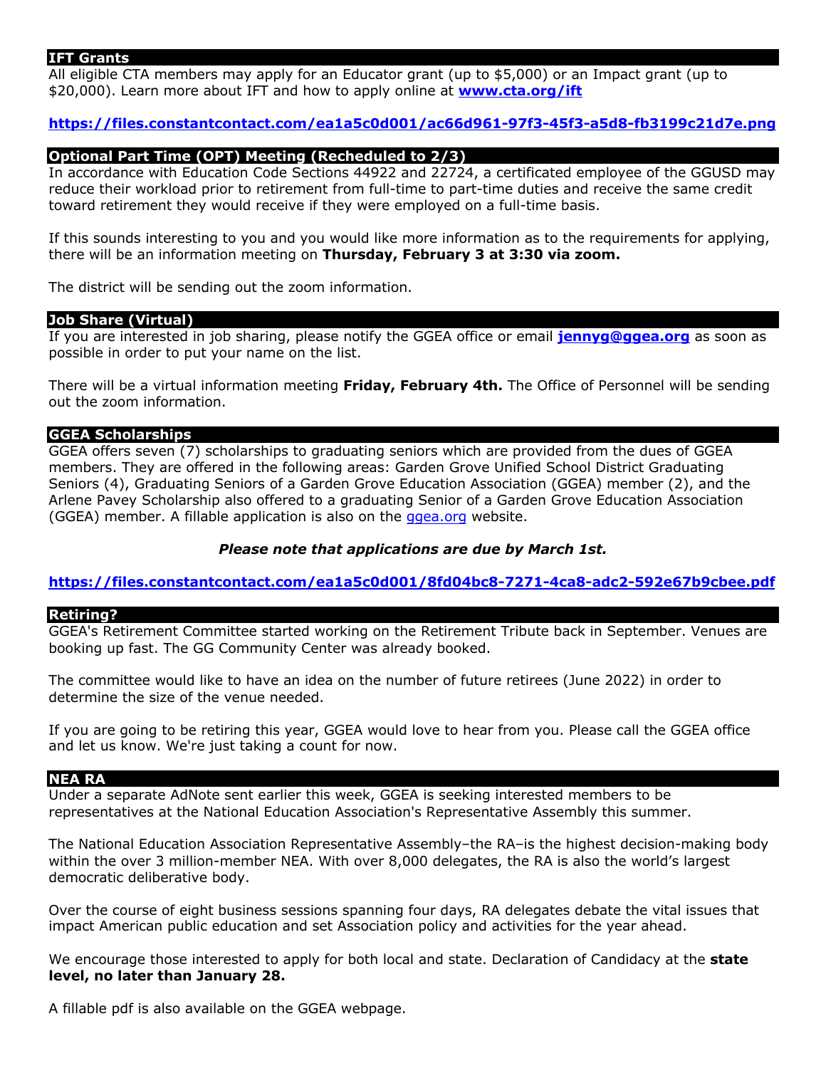## IFT Grants

All eligible CTA members may apply for an Educator grant (up to $5,000) or an Impact grant (up to $20,000). Learn more about IFT and how to apply online at **[www.cta.org/ift](www.cta.org/ift)**

**https://files.constantcontact.com/ea1a5c0d001/ac66d961-97f3-45f3-a5d8-fb3199c21d7e.png**

## Optional Part Time (OPT) Meeting (Rescheduled to 2/3)

In accordance with Education Code Sections 44922 and 22724, a certificated employee of the GGUSD may reduce their workload prior to retirement from full-time to part-time duties and receive the same credit toward retirement they would receive if they were employed on a full-time basis.

If this sounds interesting to you and you would like more information as to the requirements for applying, there will be an information meeting on **Thursday, February 3 at 3:30 via zoom.**

The district will be sending out the zoom information.

## Job Share (Virtual)

If you are interested in job sharing, please notify the GGEA office or email **jennyg@ggea.org** as soon as possible in order to put your name on the list.

There will be a virtual information meeting **Friday, February 4th.** The Office of Personnel will be sending out the zoom information.

## GGEA Scholarships

GGEA offers seven (7) scholarships to graduating seniors which are provided from the dues of GGEA members. They are offered in the following areas: Garden Grove Unified School District Graduating Seniors (4), Graduating Seniors of a Garden Grove Education Association (GGEA) member (2), and the Arlene Pavey Scholarship also offered to a graduating Senior of a Garden Grove Education Association (GGEA) member. A fillable application is also on the [ggea.org](ggea.org) website.

***Please note that applications are due by March 1st.***

**https://files.constantcontact.com/ea1a5c0d001/8fd04bc8-7271-4ca8-adc2-592e67b9cbee.pdf**

## Retiring?

GGEA's Retirement Committee started working on the Retirement Tribute back in September. Venues are booking up fast. The GG Community Center was already booked.

The committee would like to have an idea on the number of future retirees (June 2022) in order to determine the size of the venue needed.

If you are going to be retiring this year, GGEA would love to hear from you. Please call the GGEA office and let us know. We're just taking a count for now.

## NEA RA

Under a separate AdNote sent earlier this week, GGEA is seeking interested members to be representatives at the National Education Association's Representative Assembly this summer.

The National Education Association Representative Assembly–the RA–is the highest decision-making body within the over 3 million-member NEA. With over 8,000 delegates, the RA is also the world's largest democratic deliberative body.

Over the course of eight business sessions spanning four days, RA delegates debate the vital issues that impact American public education and set Association policy and activities for the year ahead.

We encourage those interested to apply for both local and state. Declaration of Candidacy at the **state level, no later than January 28.**

A fillable pdf is also available on the GGEA webpage.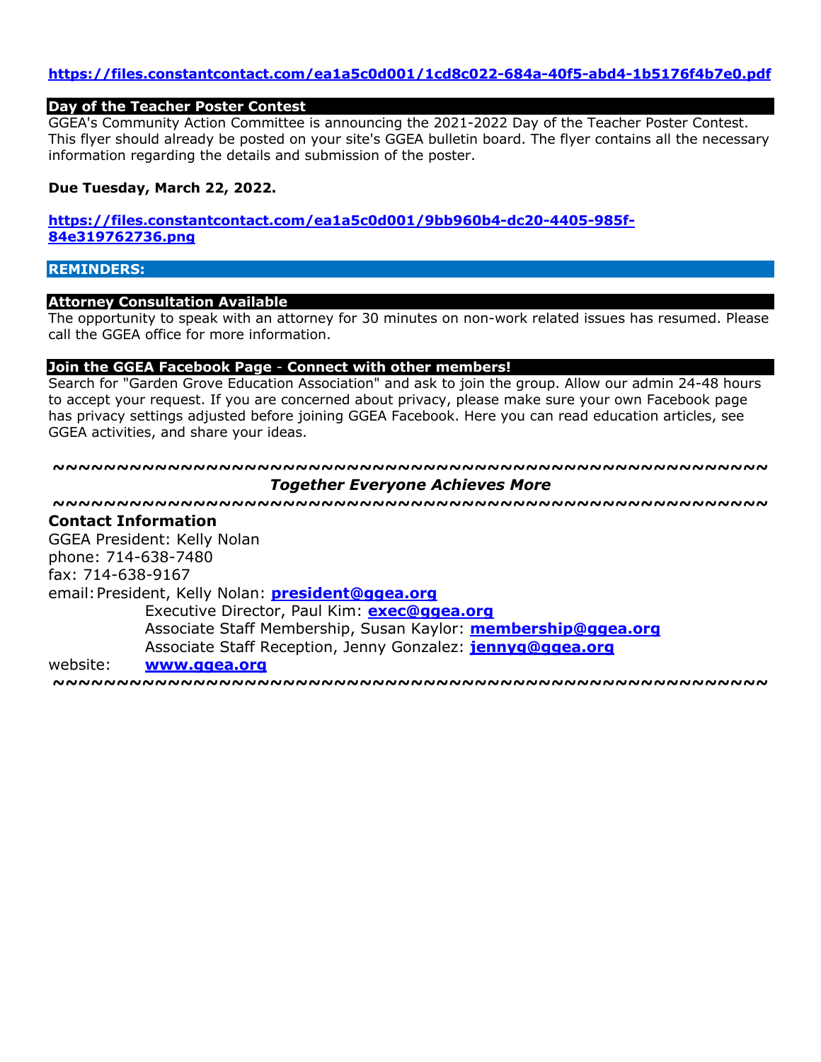**https://files.constantcontact.com/ea1a5c0d001/1cd8c022-684a-40f5-abd4-1b5176f4b7e0.pdf**

### Day of the Teacher Poster Contest

GGEA's Community Action Committee is announcing the 2021-2022 Day of the Teacher Poster Contest. This flyer should already be posted on your site's GGEA bulletin board. The flyer contains all the necessary information regarding the details and submission of the poster.

**Due Tuesday, March 22, 2022.**

**https://files.constantcontact.com/ea1a5c0d001/9bb960b4-dc20-4405-985f-84e319762736.png**

## REMINDERS:

### Attorney Consultation Available

The opportunity to speak with an attorney for 30 minutes on non-work related issues has resumed. Please call the GGEA office for more information.

### Join the GGEA Facebook Page - Connect with other members!

Search for "Garden Grove Education Association" and ask to join the group. Allow our admin 24-48 hours to accept your request. If you are concerned about privacy, please make sure your own Facebook page has privacy settings adjusted before joining GGEA Facebook. Here you can read education articles, see GGEA activities, and share your ideas.

**~~~~~~~~~~~~~~~~~~~~~~~~~~~~~~~~~~~~~~~~~~~~~~~~~~~~~~~~~~~~**

***Together Everyone Achieves More***

**~~~~~~~~~~~~~~~~~~~~~~~~~~~~~~~~~~~~~~~~~~~~~~~~~~~~~~~~~~~~**

**Contact Information**

GGEA President: Kelly Nolan
phone: 714-638-7480
fax: 714-638-9167
email: President, Kelly Nolan: **president@ggea.org**
Executive Director, Paul Kim: **exec@ggea.org**
Associate Staff Membership, Susan Kaylor: **membership@ggea.org**
Associate Staff Reception, Jenny Gonzalez: **jennyg@ggea.org**
website: **www.ggea.org**

**~~~~~~~~~~~~~~~~~~~~~~~~~~~~~~~~~~~~~~~~~~~~~~~~~~~~~~~~~~~~**